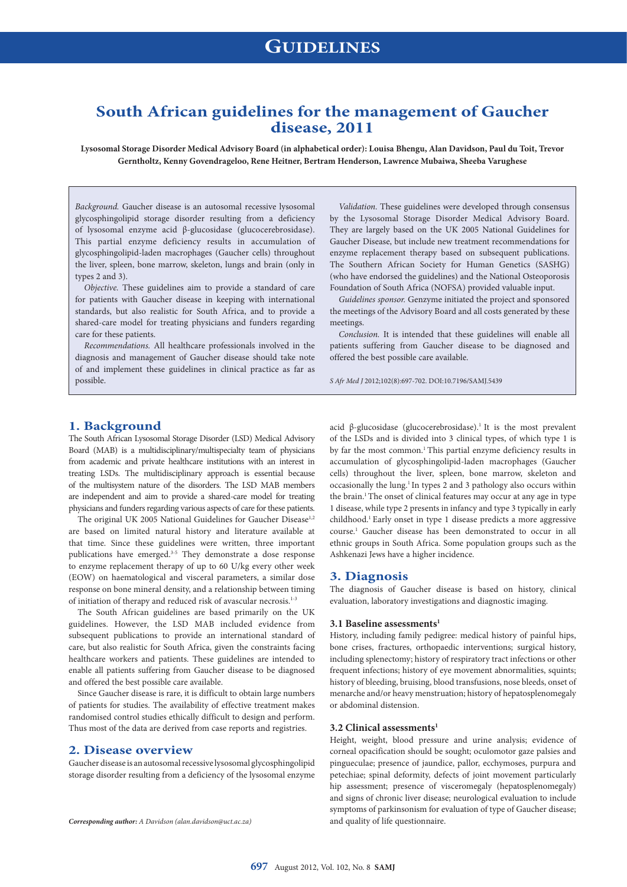# GUIDELINES

# South African guidelines for the management of Gaucher disease, 2011

**Lysosomal Storage Disorder Medical Advisory Board (in alphabetical order): Louisa Bhengu, Alan Davidson, Paul du Toit, Trevor Gerntholtz, Kenny Govendrageloo, Rene Heitner, Bertram Henderson, Lawrence Mubaiwa, Sheeba Varughese**

*Background.* Gaucher disease is an autosomal recessive lysosomal glycosphingolipid storage disorder resulting from a deficiency of lysosomal enzyme acid β-glucosidase (glucocerebrosidase). This partial enzyme deficiency results in accumulation of glycosphingolipid-laden macrophages (Gaucher cells) throughout the liver, spleen, bone marrow, skeleton, lungs and brain (only in types 2 and 3).

*Objective.* These guidelines aim to provide a standard of care for patients with Gaucher disease in keeping with international standards, but also realistic for South Africa, and to provide a shared-care model for treating physicians and funders regarding care for these patients.

*Recommendations.* All healthcare professionals involved in the diagnosis and management of Gaucher disease should take note of and implement these guidelines in clinical practice as far as possible.

*Validation.* These guidelines were developed through consensus by the Lysosomal Storage Disorder Medical Advisory Board. They are largely based on the UK 2005 National Guidelines for Gaucher Disease, but include new treatment recommendations for enzyme replacement therapy based on subsequent publications. The Southern African Society for Human Genetics (SASHG) (who have endorsed the guidelines) and the National Osteoporosis Foundation of South Africa (NOFSA) provided valuable input.

*Guidelines sponsor.* Genzyme initiated the project and sponsored the meetings of the Advisory Board and all costs generated by these meetings.

*Conclusion.* It is intended that these guidelines will enable all patients suffering from Gaucher disease to be diagnosed and offered the best possible care available.

*S Afr Med J* 2012;102(8):697-702. DOI:10.7196/SAMJ.5439

## 1. Background

The South African Lysosomal Storage Disorder (LSD) Medical Advisory Board (MAB) is a multidisciplinary/multispecialty team of physicians from academic and private healthcare institutions with an interest in treating LSDs. The multidisciplinary approach is essential because of the multisystem nature of the disorders. The LSD MAB members are independent and aim to provide a shared-care model for treating physicians and funders regarding various aspects of care for these patients.

The original UK 2005 National Guidelines for Gaucher Disease[1,2] are based on limited natural history and literature available at that time. Since these guidelines were written, three important publications have emerged.[3-5] They demonstrate a dose response to enzyme replacement therapy of up to 60 U/kg every other week (EOW) on haematological and visceral parameters, a similar dose response on bone mineral density, and a relationship between timing of initiation of therapy and reduced risk of avascular necrosis.[1-3]

The South African guidelines are based primarily on the UK guidelines. However, the LSD MAB included evidence from subsequent publications to provide an international standard of care, but also realistic for South Africa, given the constraints facing healthcare workers and patients. These guidelines are intended to enable all patients suffering from Gaucher disease to be diagnosed and offered the best possible care available.

Since Gaucher disease is rare, it is difficult to obtain large numbers of patients for studies. The availability of effective treatment makes randomised control studies ethically difficult to design and perform. Thus most of the data are derived from case reports and registries.

## 2. Disease overview

Gaucher disease is an autosomal recessive lysosomal glycosphingolipid storage disorder resulting from a deficiency of the lysosomal enzyme acid β-glucosidase (glucocerebrosidase).[1] It is the most prevalent of the LSDs and is divided into 3 clinical types, of which type 1 is by far the most common.[1] This partial enzyme deficiency results in accumulation of glycosphingolipid-laden macrophages (Gaucher cells) throughout the liver, spleen, bone marrow, skeleton and occasionally the lung.[1] In types 2 and 3 pathology also occurs within the brain.[1] The onset of clinical features may occur at any age in type 1 disease, while type 2 presents in infancy and type 3 typically in early childhood.[1] Early onset in type 1 disease predicts a more aggressive course.[1] Gaucher disease has been demonstrated to occur in all ethnic groups in South Africa. Some population groups such as the Ashkenazi Jews have a higher incidence.

## 3. Diagnosis

The diagnosis of Gaucher disease is based on history, clinical evaluation, laboratory investigations and diagnostic imaging.

### 3.1 Baseline assessments[1]

History, including family pedigree: medical history of painful hips, bone crises, fractures, orthopaedic interventions; surgical history, including splenectomy; history of respiratory tract infections or other frequent infections; history of eye movement abnormalities, squints; history of bleeding, bruising, blood transfusions, nose bleeds, onset of menarche and/or heavy menstruation; history of hepatosplenomegaly or abdominal distension.

### 3.2 Clinical assessments[1]

Height, weight, blood pressure and urine analysis; evidence of corneal opacification should be sought; oculomotor gaze palsies and pingueculae; presence of jaundice, pallor, ecchymoses, purpura and petechiae; spinal deformity, defects of joint movement particularly hip assessment; presence of visceromegaly (hepatosplenomegaly) and signs of chronic liver disease; neurological evaluation to include symptoms of parkinsonism for evaluation of type of Gaucher disease; and quality of life questionnaire.

***Corresponding author:*** *A Davidson (alan.davidson@uct.ac.za)*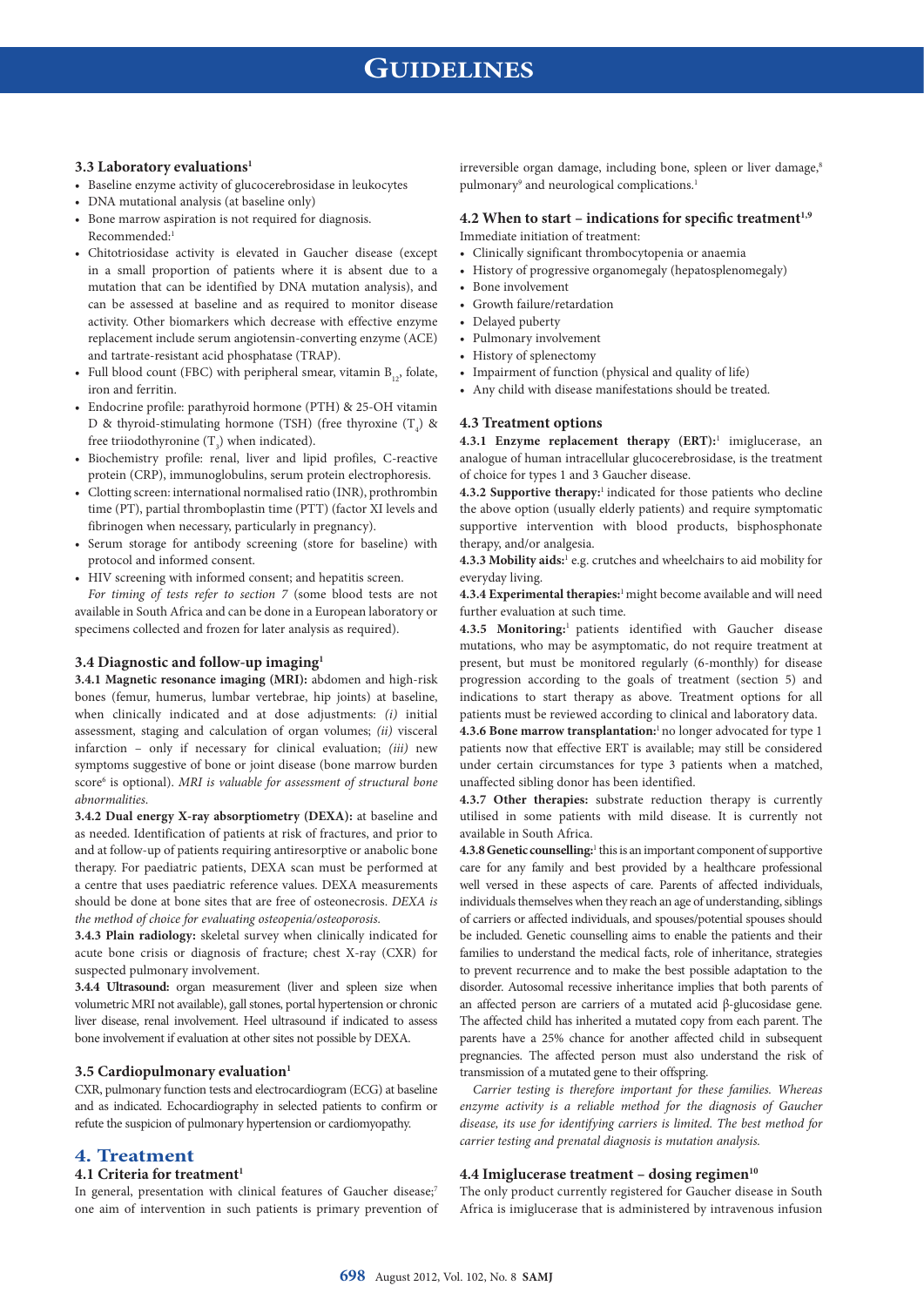### 3.3 Laboratory evaluations[1]

- Baseline enzyme activity of glucocerebrosidase in leukocytes
- DNA mutational analysis (at baseline only)
- Bone marrow aspiration is not required for diagnosis.

Recommended:[1]

- Chitotriosidase activity is elevated in Gaucher disease (except in a small proportion of patients where it is absent due to a mutation that can be identified by DNA mutation analysis), and can be assessed at baseline and as required to monitor disease activity. Other biomarkers which decrease with effective enzyme replacement include serum angiotensin-converting enzyme (ACE) and tartrate-resistant acid phosphatase (TRAP).
- Full blood count (FBC) with peripheral smear, vitamin $B_{12}$, folate, iron and ferritin.
- Endocrine profile: parathyroid hormone (PTH) & 25-OH vitamin D & thyroid-stimulating hormone (TSH) (free thyroxine ($T_4$) & free triiodothyronine ($T_3$) when indicated).
- Biochemistry profile: renal, liver and lipid profiles, C-reactive protein (CRP), immunoglobulins, serum protein electrophoresis.
- Clotting screen: international normalised ratio (INR), prothrombin time (PT), partial thromboplastin time (PTT) (factor XI levels and fibrinogen when necessary, particularly in pregnancy).
- Serum storage for antibody screening (store for baseline) with protocol and informed consent.
- HIV screening with informed consent; and hepatitis screen.

*For timing of tests refer to section 7* (some blood tests are not available in South Africa and can be done in a European laboratory or specimens collected and frozen for later analysis as required).

### 3.4 Diagnostic and follow-up imaging[1]

**3.4.1 Magnetic resonance imaging (MRI):** abdomen and high-risk bones (femur, humerus, lumbar vertebrae, hip joints) at baseline, when clinically indicated and at dose adjustments: *(i)* initial assessment, staging and calculation of organ volumes; *(ii)* visceral infarction – only if necessary for clinical evaluation; *(iii)* new symptoms suggestive of bone or joint disease (bone marrow burden score[6] is optional). *MRI is valuable for assessment of structural bone abnormalities.*

**3.4.2 Dual energy X-ray absorptiometry (DEXA):** at baseline and as needed. Identification of patients at risk of fractures, and prior to and at follow-up of patients requiring antiresorptive or anabolic bone therapy. For paediatric patients, DEXA scan must be performed at a centre that uses paediatric reference values. DEXA measurements should be done at bone sites that are free of osteonecrosis. *DEXA is the method of choice for evaluating osteopenia/osteoporosis.*

**3.4.3 Plain radiology:** skeletal survey when clinically indicated for acute bone crisis or diagnosis of fracture; chest X-ray (CXR) for suspected pulmonary involvement.

**3.4.4 Ultrasound:** organ measurement (liver and spleen size when volumetric MRI not available), gall stones, portal hypertension or chronic liver disease, renal involvement. Heel ultrasound if indicated to assess bone involvement if evaluation at other sites not possible by DEXA.

### 3.5 Cardiopulmonary evaluation[1]

CXR, pulmonary function tests and electrocardiogram (ECG) at baseline and as indicated. Echocardiography in selected patients to confirm or refute the suspicion of pulmonary hypertension or cardiomyopathy.

## 4. Treatment

### 4.1 Criteria for treatment[1]

In general, presentation with clinical features of Gaucher disease;[7] one aim of intervention in such patients is primary prevention of irreversible organ damage, including bone, spleen or liver damage,[8] pulmonary[9] and neurological complications.[1]

### 4.2 When to start – indications for specific treatment[1,9]

Immediate initiation of treatment:

- Clinically significant thrombocytopenia or anaemia
- History of progressive organomegaly (hepatosplenomegaly)
- Bone involvement
- Growth failure/retardation
- Delayed puberty
- Pulmonary involvement
- History of splenectomy
- Impairment of function (physical and quality of life)
- Any child with disease manifestations should be treated.

### 4.3 Treatment options

**4.3.1 Enzyme replacement therapy (ERT):**[1] imiglucerase, an analogue of human intracellular glucocerebrosidase, is the treatment of choice for types 1 and 3 Gaucher disease.

**4.3.2 Supportive therapy:**[1] indicated for those patients who decline the above option (usually elderly patients) and require symptomatic supportive intervention with blood products, bisphosphonate therapy, and/or analgesia.

**4.3.3 Mobility aids:**[1] e.g. crutches and wheelchairs to aid mobility for everyday living.

**4.3.4 Experimental therapies:**[1] might become available and will need further evaluation at such time.

**4.3.5 Monitoring:**[1] patients identified with Gaucher disease mutations, who may be asymptomatic, do not require treatment at present, but must be monitored regularly (6-monthly) for disease progression according to the goals of treatment (section 5) and indications to start therapy as above. Treatment options for all patients must be reviewed according to clinical and laboratory data.

**4.3.6 Bone marrow transplantation:**[1] no longer advocated for type 1 patients now that effective ERT is available; may still be considered under certain circumstances for type 3 patients when a matched, unaffected sibling donor has been identified.

**4.3.7 Other therapies:** substrate reduction therapy is currently utilised in some patients with mild disease. It is currently not available in South Africa.

**4.3.8 Genetic counselling:**[1] this is an important component of supportive care for any family and best provided by a healthcare professional well versed in these aspects of care. Parents of affected individuals, individuals themselves when they reach an age of understanding, siblings of carriers or affected individuals, and spouses/potential spouses should be included. Genetic counselling aims to enable the patients and their families to understand the medical facts, role of inheritance, strategies to prevent recurrence and to make the best possible adaptation to the disorder. Autosomal recessive inheritance implies that both parents of an affected person are carriers of a mutated acid β-glucosidase gene. The affected child has inherited a mutated copy from each parent. The parents have a 25% chance for another affected child in subsequent pregnancies. The affected person must also understand the risk of transmission of a mutated gene to their offspring.

*Carrier testing is therefore important for these families. Whereas enzyme activity is a reliable method for the diagnosis of Gaucher disease, its use for identifying carriers is limited. The best method for carrier testing and prenatal diagnosis is mutation analysis.*

### 4.4 Imiglucerase treatment – dosing regimen[10]

The only product currently registered for Gaucher disease in South Africa is imiglucerase that is administered by intravenous infusion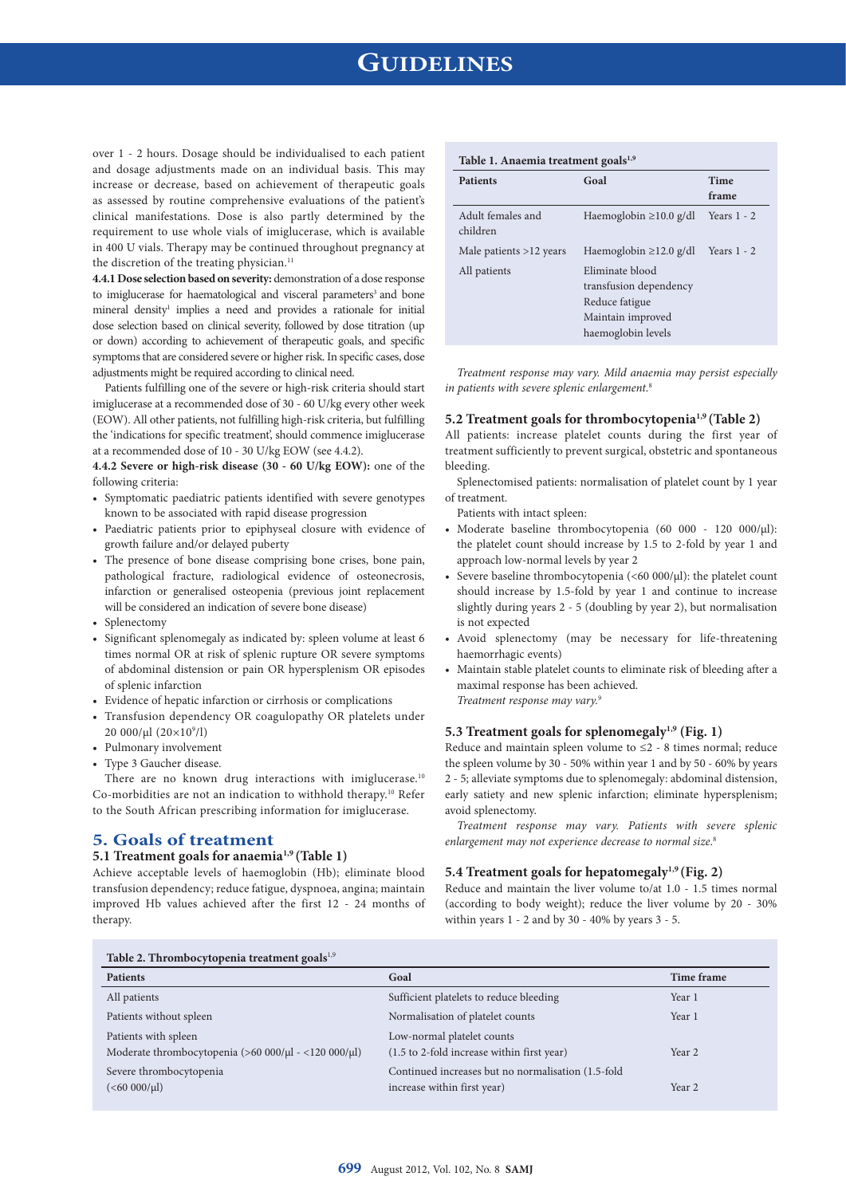over 1 - 2 hours. Dosage should be individualised to each patient and dosage adjustments made on an individual basis. This may increase or decrease, based on achievement of therapeutic goals as assessed by routine comprehensive evaluations of the patient's clinical manifestations. Dose is also partly determined by the requirement to use whole vials of imiglucerase, which is available in 400 U vials. Therapy may be continued throughout pregnancy at the discretion of the treating physician.[11]

**4.4.1 Dose selection based on severity:** demonstration of a dose response to imiglucerase for haematological and visceral parameters[3] and bone mineral density[1] implies a need and provides a rationale for initial dose selection based on clinical severity, followed by dose titration (up or down) according to achievement of therapeutic goals, and specific symptoms that are considered severe or higher risk. In specific cases, dose adjustments might be required according to clinical need.

Patients fulfilling one of the severe or high-risk criteria should start imiglucerase at a recommended dose of 30 - 60 U/kg every other week (EOW). All other patients, not fulfilling high-risk criteria, but fulfilling the 'indications for specific treatment', should commence imiglucerase at a recommended dose of 10 - 30 U/kg EOW (see 4.4.2).

**4.4.2 Severe or high-risk disease (30 - 60 U/kg EOW):** one of the following criteria:

- Symptomatic paediatric patients identified with severe genotypes known to be associated with rapid disease progression
- Paediatric patients prior to epiphyseal closure with evidence of growth failure and/or delayed puberty
- The presence of bone disease comprising bone crises, bone pain, pathological fracture, radiological evidence of osteonecrosis, infarction or generalised osteopenia (previous joint replacement will be considered an indication of severe bone disease)
- Splenectomy
- Significant splenomegaly as indicated by: spleen volume at least 6 times normal OR at risk of splenic rupture OR severe symptoms of abdominal distension or pain OR hypersplenism OR episodes of splenic infarction
- Evidence of hepatic infarction or cirrhosis or complications
- Transfusion dependency OR coagulopathy OR platelets under 20 000/μl ($20\times10^9$/l)
- Pulmonary involvement
- Type 3 Gaucher disease.

There are no known drug interactions with imiglucerase.[10] Co-morbidities are not an indication to withhold therapy.[10] Refer to the South African prescribing information for imiglucerase.

## 5. Goals of treatment

### 5.1 Treatment goals for anaemia[1,9] (Table 1)

Achieve acceptable levels of haemoglobin (Hb); eliminate blood transfusion dependency; reduce fatigue, dyspnoea, angina; maintain improved Hb values achieved after the first 12 - 24 months of therapy.

**Table 1. Anaemia treatment goals[1,9]**

| Patients | Goal | Time frame |
|---|---|---|
| Adult females and children | Haemoglobin ≥10.0 g/dl | Years 1 - 2 |
| Male patients >12 years | Haemoglobin ≥12.0 g/dl | Years 1 - 2 |
| All patients | Eliminate blood transfusion dependency<br>Reduce fatigue<br>Maintain improved haemoglobin levels | |

*Treatment response may vary. Mild anaemia may persist especially in patients with severe splenic enlargement.*[8]

### 5.2 Treatment goals for thrombocytopenia[1,9] (Table 2)

All patients: increase platelet counts during the first year of treatment sufficiently to prevent surgical, obstetric and spontaneous bleeding.

Splenectomised patients: normalisation of platelet count by 1 year of treatment.

Patients with intact spleen:

- Moderate baseline thrombocytopenia (60 000 - 120 000/μl): the platelet count should increase by 1.5 to 2-fold by year 1 and approach low-normal levels by year 2
- Severe baseline thrombocytopenia (<60 000/μl): the platelet count should increase by 1.5-fold by year 1 and continue to increase slightly during years 2 - 5 (doubling by year 2), but normalisation is not expected
- Avoid splenectomy (may be necessary for life-threatening haemorrhagic events)
- Maintain stable platelet counts to eliminate risk of bleeding after a maximal response has been achieved.

*Treatment response may vary.*[9]

### 5.3 Treatment goals for splenomegaly[1,9] (Fig. 1)

Reduce and maintain spleen volume to ≤2 - 8 times normal; reduce the spleen volume by 30 - 50% within year 1 and by 50 - 60% by years 2 - 5; alleviate symptoms due to splenomegaly: abdominal distension, early satiety and new splenic infarction; eliminate hypersplenism; avoid splenectomy.

*Treatment response may vary. Patients with severe splenic enlargement may not experience decrease to normal size.*[8]

### 5.4 Treatment goals for hepatomegaly[1,9] (Fig. 2)

Reduce and maintain the liver volume to/at 1.0 - 1.5 times normal (according to body weight); reduce the liver volume by 20 - 30% within years 1 - 2 and by 30 - 40% by years 3 - 5.

**Table 2. Thrombocytopenia treatment goals[1,9]**

| Patients | Goal | Time frame |
|---|---|---|
| All patients | Sufficient platelets to reduce bleeding | Year 1 |
| Patients without spleen | Normalisation of platelet counts | Year 1 |
| Patients with spleen<br>Moderate thrombocytopenia (>60 000/μl - <120 000/μl) | Low-normal platelet counts<br>(1.5 to 2-fold increase within first year) | Year 2 |
| Severe thrombocytopenia<br>(<60 000/μl) | Continued increases but no normalisation (1.5-fold increase within first year) | Year 2 |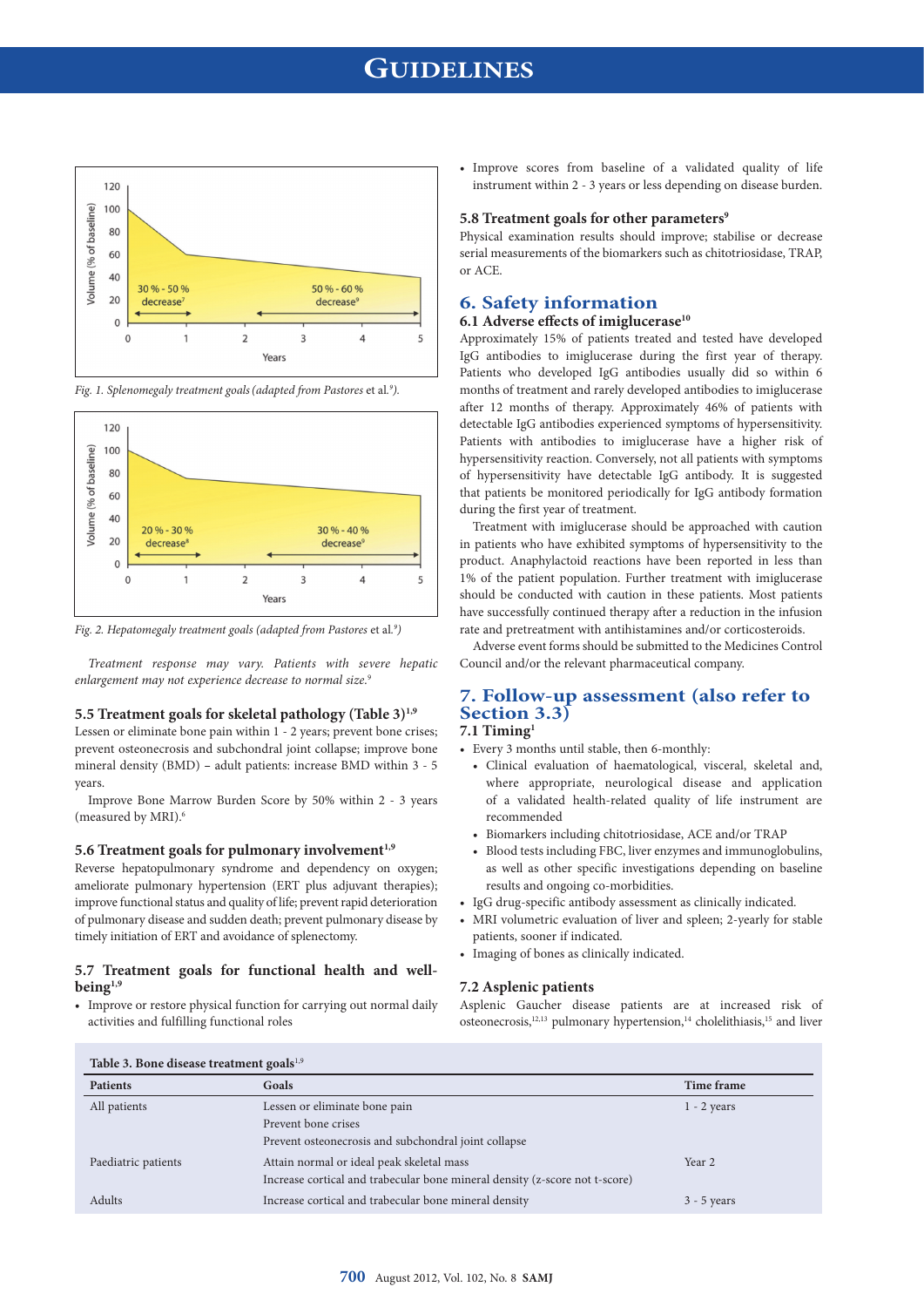Fig. 1. Splenomegaly treatment goals (adapted from Pastores *et al.*[9]).

Fig. 2. Hepatomegaly treatment goals (adapted from Pastores *et al.*[9])

*Treatment response may vary. Patients with severe hepatic enlargement may not experience decrease to normal size.*[9]

### 5.5 Treatment goals for skeletal pathology (Table 3)[1,9]

Lessen or eliminate bone pain within 1 - 2 years; prevent bone crises; prevent osteonecrosis and subchondral joint collapse; improve bone mineral density (BMD) – adult patients: increase BMD within 3 - 5 years.

Improve Bone Marrow Burden Score by 50% within 2 - 3 years (measured by MRI).[6]

### 5.6 Treatment goals for pulmonary involvement[1,9]

Reverse hepatopulmonary syndrome and dependency on oxygen; ameliorate pulmonary hypertension (ERT plus adjuvant therapies); improve functional status and quality of life; prevent rapid deterioration of pulmonary disease and sudden death; prevent pulmonary disease by timely initiation of ERT and avoidance of splenectomy.

### 5.7 Treatment goals for functional health and well-being[1,9]

- Improve or restore physical function for carrying out normal daily activities and fulfilling functional roles
- Improve scores from baseline of a validated quality of life instrument within 2 - 3 years or less depending on disease burden.

### 5.8 Treatment goals for other parameters[9]

Physical examination results should improve; stabilise or decrease serial measurements of the biomarkers such as chitotriosidase, TRAP, or ACE.

## 6. Safety information

### 6.1 Adverse effects of imiglucerase[10]

Approximately 15% of patients treated and tested have developed IgG antibodies to imiglucerase during the first year of therapy. Patients who developed IgG antibodies usually did so within 6 months of treatment and rarely developed antibodies to imiglucerase after 12 months of therapy. Approximately 46% of patients with detectable IgG antibodies experienced symptoms of hypersensitivity. Patients with antibodies to imiglucerase have a higher risk of hypersensitivity reaction. Conversely, not all patients with symptoms of hypersensitivity have detectable IgG antibody. It is suggested that patients be monitored periodically for IgG antibody formation during the first year of treatment.

Treatment with imiglucerase should be approached with caution in patients who have exhibited symptoms of hypersensitivity to the product. Anaphylactoid reactions have been reported in less than 1% of the patient population. Further treatment with imiglucerase should be conducted with caution in these patients. Most patients have successfully continued therapy after a reduction in the infusion rate and pretreatment with antihistamines and/or corticosteroids.

Adverse event forms should be submitted to the Medicines Control Council and/or the relevant pharmaceutical company.

## 7. Follow-up assessment (also refer to Section 3.3)

### 7.1 Timing[1]

- Every 3 months until stable, then 6-monthly:
  - Clinical evaluation of haematological, visceral, skeletal and, where appropriate, neurological disease and application of a validated health-related quality of life instrument are recommended
  - Biomarkers including chitotriosidase, ACE and/or TRAP
  - Blood tests including FBC, liver enzymes and immunoglobulins, as well as other specific investigations depending on baseline results and ongoing co-morbidities.
- IgG drug-specific antibody assessment as clinically indicated.
- MRI volumetric evaluation of liver and spleen; 2-yearly for stable patients, sooner if indicated.
- Imaging of bones as clinically indicated.

### 7.2 Asplenic patients

Asplenic Gaucher disease patients are at increased risk of osteonecrosis,[12,13] pulmonary hypertension,[14] cholelithiasis,[15] and liver

**Table 3. Bone disease treatment goals[1,9]**

| Patients | Goals | Time frame |
|---|---|---|
| All patients | Lessen or eliminate bone pain<br>Prevent bone crises<br>Prevent osteonecrosis and subchondral joint collapse | 1 - 2 years |
| Paediatric patients | Attain normal or ideal peak skeletal mass<br>Increase cortical and trabecular bone mineral density (z-score not t-score) | Year 2 |
| Adults | Increase cortical and trabecular bone mineral density | 3 - 5 years |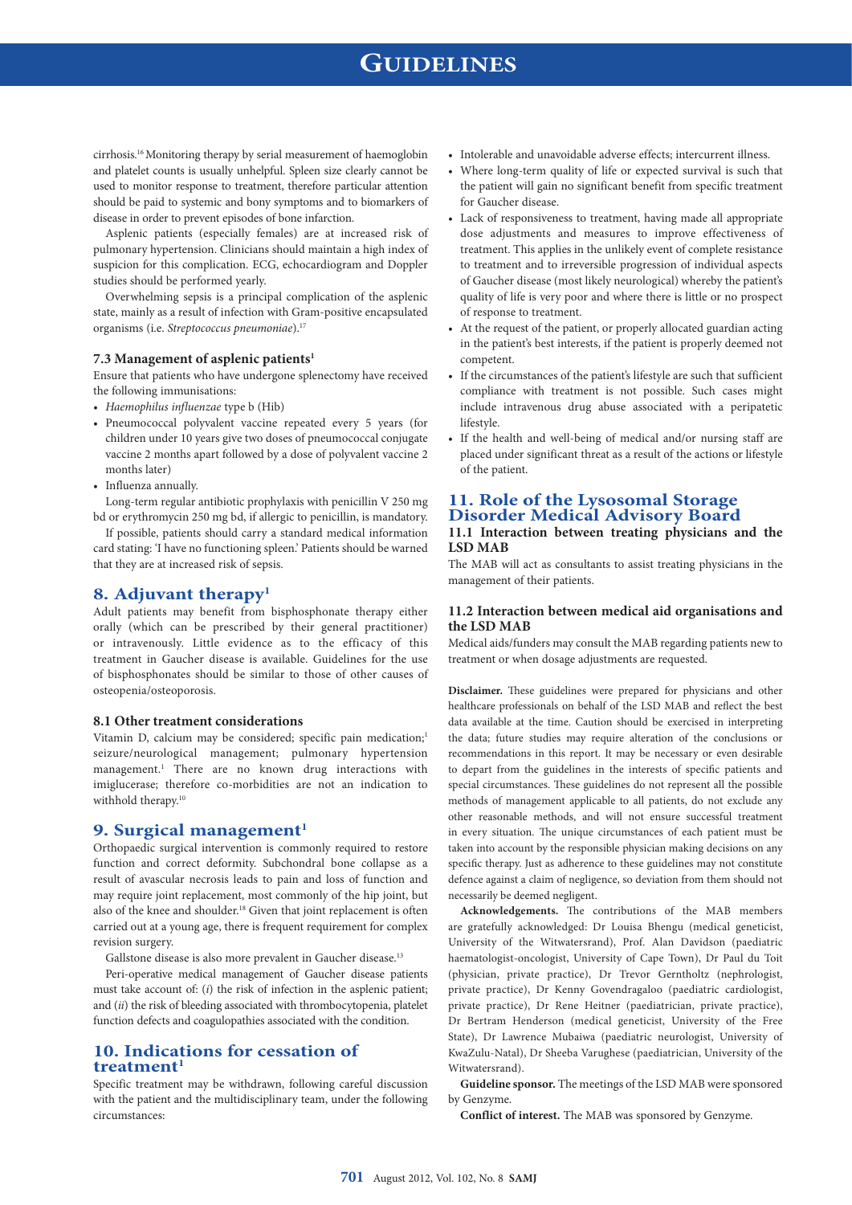cirrhosis.[16] Monitoring therapy by serial measurement of haemoglobin and platelet counts is usually unhelpful. Spleen size clearly cannot be used to monitor response to treatment, therefore particular attention should be paid to systemic and bony symptoms and to biomarkers of disease in order to prevent episodes of bone infarction.

Asplenic patients (especially females) are at increased risk of pulmonary hypertension. Clinicians should maintain a high index of suspicion for this complication. ECG, echocardiogram and Doppler studies should be performed yearly.

Overwhelming sepsis is a principal complication of the asplenic state, mainly as a result of infection with Gram-positive encapsulated organisms (i.e. *Streptococcus pneumoniae*).[17]

### 7.3 Management of asplenic patients[1]

Ensure that patients who have undergone splenectomy have received the following immunisations:

- *Haemophilus influenzae* type b (Hib)
- Pneumococcal polyvalent vaccine repeated every 5 years (for children under 10 years give two doses of pneumococcal conjugate vaccine 2 months apart followed by a dose of polyvalent vaccine 2 months later)
- Influenza annually.

Long-term regular antibiotic prophylaxis with penicillin V 250 mg bd or erythromycin 250 mg bd, if allergic to penicillin, is mandatory.

If possible, patients should carry a standard medical information card stating: 'I have no functioning spleen.' Patients should be warned that they are at increased risk of sepsis.

## 8. Adjuvant therapy[1]

Adult patients may benefit from bisphosphonate therapy either orally (which can be prescribed by their general practitioner) or intravenously. Little evidence as to the efficacy of this treatment in Gaucher disease is available. Guidelines for the use of bisphosphonates should be similar to those of other causes of osteopenia/osteoporosis.

### 8.1 Other treatment considerations

Vitamin D, calcium may be considered; specific pain medication;[1] seizure/neurological management; pulmonary hypertension management.[1] There are no known drug interactions with imiglucerase; therefore co-morbidities are not an indication to withhold therapy.[10]

## 9. Surgical management[1]

Orthopaedic surgical intervention is commonly required to restore function and correct deformity. Subchondral bone collapse as a result of avascular necrosis leads to pain and loss of function and may require joint replacement, most commonly of the hip joint, but also of the knee and shoulder.[18] Given that joint replacement is often carried out at a young age, there is frequent requirement for complex revision surgery.

Gallstone disease is also more prevalent in Gaucher disease.[13]

Peri-operative medical management of Gaucher disease patients must take account of: (*i*) the risk of infection in the asplenic patient; and (*ii*) the risk of bleeding associated with thrombocytopenia, platelet function defects and coagulopathies associated with the condition.

## 10. Indications for cessation of treatment[1]

Specific treatment may be withdrawn, following careful discussion with the patient and the multidisciplinary team, under the following circumstances:

- Intolerable and unavoidable adverse effects; intercurrent illness.
- Where long-term quality of life or expected survival is such that the patient will gain no significant benefit from specific treatment for Gaucher disease.
- Lack of responsiveness to treatment, having made all appropriate dose adjustments and measures to improve effectiveness of treatment. This applies in the unlikely event of complete resistance to treatment and to irreversible progression of individual aspects of Gaucher disease (most likely neurological) whereby the patient's quality of life is very poor and where there is little or no prospect of response to treatment.
- At the request of the patient, or properly allocated guardian acting in the patient's best interests, if the patient is properly deemed not competent.
- If the circumstances of the patient's lifestyle are such that sufficient compliance with treatment is not possible. Such cases might include intravenous drug abuse associated with a peripatetic lifestyle.
- If the health and well-being of medical and/or nursing staff are placed under significant threat as a result of the actions or lifestyle of the patient.

## 11. Role of the Lysosomal Storage Disorder Medical Advisory Board

### 11.1 Interaction between treating physicians and the LSD MAB

The MAB will act as consultants to assist treating physicians in the management of their patients.

### 11.2 Interaction between medical aid organisations and the LSD MAB

Medical aids/funders may consult the MAB regarding patients new to treatment or when dosage adjustments are requested.

**Disclaimer.** These guidelines were prepared for physicians and other healthcare professionals on behalf of the LSD MAB and reflect the best data available at the time. Caution should be exercised in interpreting the data; future studies may require alteration of the conclusions or recommendations in this report. It may be necessary or even desirable to depart from the guidelines in the interests of specific patients and special circumstances. These guidelines do not represent all the possible methods of management applicable to all patients, do not exclude any other reasonable methods, and will not ensure successful treatment in every situation. The unique circumstances of each patient must be taken into account by the responsible physician making decisions on any specific therapy. Just as adherence to these guidelines may not constitute defence against a claim of negligence, so deviation from them should not necessarily be deemed negligent.

**Acknowledgements.** The contributions of the MAB members are gratefully acknowledged: Dr Louisa Bhengu (medical geneticist, University of the Witwatersrand), Prof. Alan Davidson (paediatric haematologist-oncologist, University of Cape Town), Dr Paul du Toit (physician, private practice), Dr Trevor Gerntholtz (nephrologist, private practice), Dr Kenny Govendragaloo (paediatric cardiologist, private practice), Dr Rene Heitner (paediatrician, private practice), Dr Bertram Henderson (medical geneticist, University of the Free State), Dr Lawrence Mubaiwa (paediatric neurologist, University of KwaZulu-Natal), Dr Sheeba Varughese (paediatrician, University of the Witwatersrand).

**Guideline sponsor.** The meetings of the LSD MAB were sponsored by Genzyme.

**Conflict of interest.** The MAB was sponsored by Genzyme.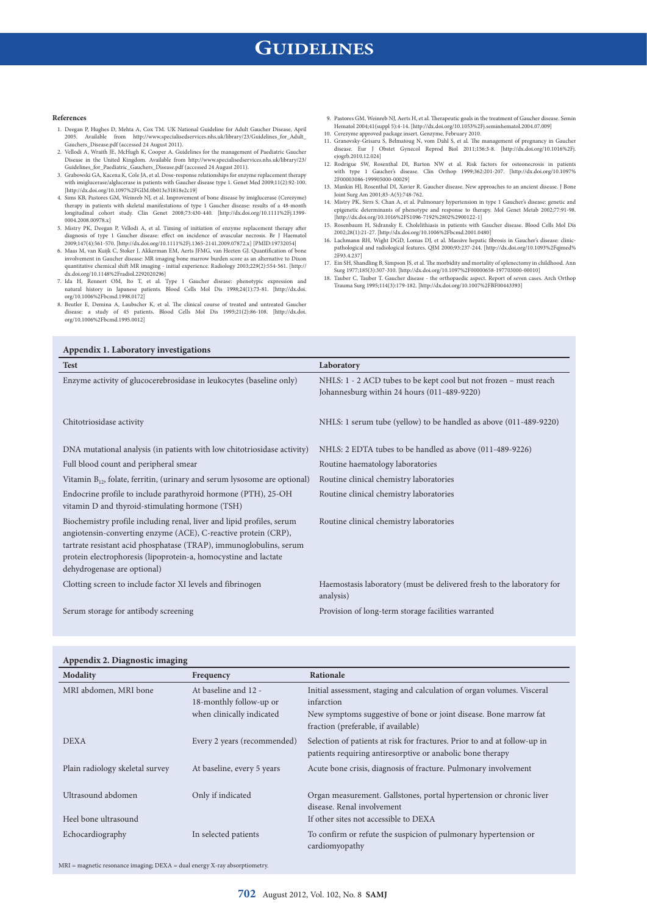### References

1. Deegan P, Hughes D, Mehta A, Cox TM. UK National Guideline for Adult Gaucher Disease, April 2005. Available from http://www.specialisedservices.nhs.uk/library/23/Guidelines_for_Adult_Gauchers_Disease.pdf (accessed 24 August 2011).
2. Vellodi A, Wraith JE, McHugh K, Cooper A. Guidelines for the management of Paediatric Gaucher Disease in the United Kingdom. Available from http://www.specialisedservices.nhs.uk/library/23/Guidelines_for_Paediatric_Gauchers_Disease.pdf (accessed 24 August 2011).
3. Grabowski GA, Kacena K, Cole JA, et al. Dose-response relationships for enzyme replacement therapy with imiglucerase/alglucerase in patients with Gaucher disease type 1. Genet Med 2009;11(2):92-100. [http://dx.doi.org/10.1097%2FGIM.0b013e31818e2c19]
4. Sims KB, Pastores GM, Weinreb NJ, et al. Improvement of bone disease by imiglucerase (Cerezyme) therapy in patients with skeletal manifestations of type 1 Gaucher disease: results of a 48-month longitudinal cohort study. Clin Genet 2008;73:430-440. [http://dx.doi.org/10.1111%2Fj.1399-0004.2008.00978.x]
5. Mistry PK, Deegan P, Vellodi A, et al. Timing of initiation of enzyme replacement therapy after diagnosis of type 1 Gaucher disease: effect on incidence of avascular necrosis. Br J Haematol 2009;147(4):561-570. [http://dx.doi.org/10.1111%2Fj.1365-2141.2009.07872.x] [PMID:19732054]
6. Maas M, van Kuijk C, Stoker J, Akkerman EM, Aerts JFMG, van Heeten GJ. Quantification of bone involvement in Gaucher disease: MR imaging bone marrow burden score as an alternative to Dixon quantitative chemical shift MR imaging - initial experience. Radiology 2003;229(2):554-561. [http://dx.doi.org/10.1148%2Fradiol.2292020296]
7. Ida H, Rennert OM, Ito T, et al. Type 1 Gaucher disease: phenotypic expression and natural history in Japanese patients. Blood Cells Mol Dis 1998;24(1):73-81. [http://dx.doi.org/10.1006%2Fbcmd.1998.0172]
8. Beutler E, Demina A, Laubscher K, et al. The clinical course of treated and untreated Gaucher disease: a study of 45 patients. Blood Cells Mol Dis 1995;21(2):86-108. [http://dx.doi.org/10.1006%2Fbcmd.1995.0012]
9. Pastores GM, Weinreb NJ, Aerts H, et al. Therapeutic goals in the treatment of Gaucher disease. Semin Hematol 2004;41(suppl 5):4-14. [http://dx.doi.org/10.1053%2Fj.seminhematol.2004.07.009]
10. Cerezyme approved package insert. Genzyme, February 2010.
11. Granovsky-Grisaru S, Belmatoug N, vom Dahl S, et al. The management of pregnancy in Gaucher disease. Eur J Obstet Gynecol Reprod Biol 2011;156:3-8. [http://dx.doi.org/10.1016%2Fj.ejogrb.2010.12.024]
12. Rodrigue SW, Rosenthal DI, Barton NW et al. Risk factors for osteonecrosis in patients with type 1 Gaucher's disease. Clin Orthop 1999;362:201-207. [http://dx.doi.org/10.1097%2F00003086-199905000-00029]
13. Mankin HJ, Rosenthal DI, Xavier R. Gaucher disease. New approaches to an ancient disease. J Bone Joint Surg Am 2001;83-A(5):748-762.
14. Mistry PK, Sirrs S, Chan A, et al. Pulmonary hypertension in type 1 Gaucher's disease: genetic and epigenetic determinants of phenotype and response to therapy. Mol Genet Metab 2002;77:91-98. [http://dx.doi.org/10.1016%2FS1096-7192%2802%2900122-1]
15. Rosenbaum H, Sidransky E. Cholelithiasis in patients with Gaucher disease. Blood Cells Mol Dis 2002;28(1):21-27. [http://dx.doi.org/10.1006%2Fbcmd.2001.0480]
16. Lachmann RH, Wight DGD, Lomas DJ, et al. Massive hepatic fibrosis in Gaucher's disease: clinic-pathological and radiological features. QJM 2000;93:237-244. [http://dx.doi.org/10.1093%2Fqjmed%2F93.4.237]
17. Ein SH, Shandling B, Simpson JS, et al. The morbidity and mortality of splenectomy in childhood. Ann Surg 1977;185(3):307-310. [http://dx.doi.org/10.1097%2F00000658-197703000-00010]
18. Tauber C, Tauber T. Gaucher disease - the orthopaedic aspect. Report of seven cases. Arch Orthop Trauma Surg 1995;114(3):179-182. [http://dx.doi.org/10.1007%2FBF00443393]

### Appendix 1. Laboratory investigations

| Test | Laboratory |
|---|---|
| Enzyme activity of glucocerebrosidase in leukocytes (baseline only) | NHLS: 1 - 2 ACD tubes to be kept cool but not frozen – must reach Johannesburg within 24 hours (011-489-9220) |
| Chitotriosidase activity | NHLS: 1 serum tube (yellow) to be handled as above (011-489-9220) |
| DNA mutational analysis (in patients with low chitotriosidase activity) | NHLS: 2 EDTA tubes to be handled as above (011-489-9226) |
| Full blood count and peripheral smear | Routine haematology laboratories |
| Vitamin $B_{12}$, folate, ferritin, (urinary and serum lysosome are optional) | Routine clinical chemistry laboratories |
| Endocrine profile to include parathyroid hormone (PTH), 25-OH vitamin D and thyroid-stimulating hormone (TSH) | Routine clinical chemistry laboratories |
| Biochemistry profile including renal, liver and lipid profiles, serum angiotensin-converting enzyme (ACE), C-reactive protein (CRP), tartrate resistant acid phosphatase (TRAP), immunoglobulins, serum protein electrophoresis (lipoprotein-a, homocystine and lactate dehydrogenase are optional) | Routine clinical chemistry laboratories |
| Clotting screen to include factor XI levels and fibrinogen | Haemostasis laboratory (must be delivered fresh to the laboratory for analysis) |
| Serum storage for antibody screening | Provision of long-term storage facilities warranted |

### Appendix 2. Diagnostic imaging

| Modality | Frequency | Rationale |
|---|---|---|
| MRI abdomen, MRI bone | At baseline and 12 - 18-monthly follow-up or when clinically indicated | Initial assessment, staging and calculation of organ volumes. Visceral infarction<br>New symptoms suggestive of bone or joint disease. Bone marrow fat fraction (preferable, if available) |
| DEXA | Every 2 years (recommended) | Selection of patients at risk for fractures. Prior to and at follow-up in patients requiring antiresorptive or anabolic bone therapy |
| Plain radiology skeletal survey | At baseline, every 5 years | Acute bone crisis, diagnosis of fracture. Pulmonary involvement |
| Ultrasound abdomen | Only if indicated | Organ measurement. Gallstones, portal hypertension or chronic liver disease. Renal involvement |
| Heel bone ultrasound | | If other sites not accessible to DEXA |
| Echocardiography | In selected patients | To confirm or refute the suspicion of pulmonary hypertension or cardiomyopathy |

MRI = magnetic resonance imaging; DEXA = dual energy X-ray absorptiometry.